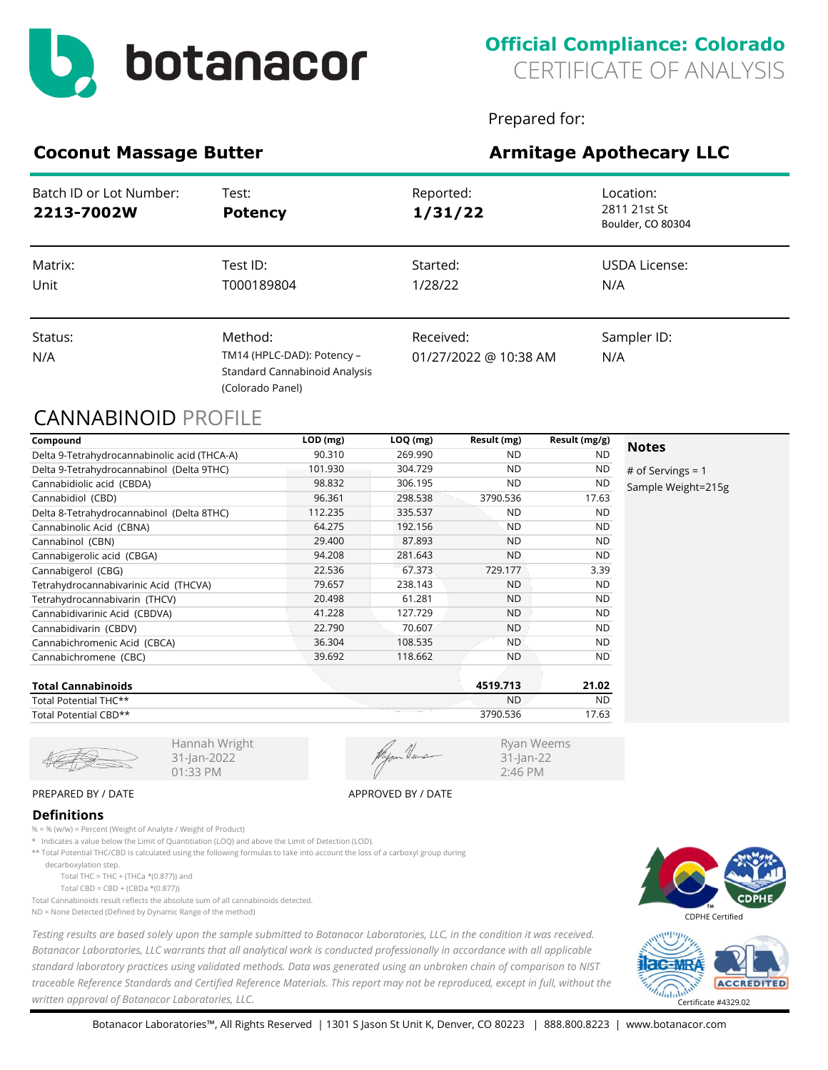# botanacor

**Official Compliance: Colorado**
CERTIFICATE OF ANALYSIS

Prepared for:

## Coconut Massage Butter

## Armitage Apothecary LLC

| Batch ID or Lot Number: | Test: | Reported: | Location: |
|---|---|---|---|
| **2213-7002W** | **Potency** | **1/31/22** | 2811 21st St Boulder, CO 80304 |
| Matrix: | Test ID: | Started: | USDA License: |
| Unit | T000189804 | 1/28/22 | N/A |
| Status: | Method: | Received: | Sampler ID: |
| N/A | TM14 (HPLC-DAD): Potency – Standard Cannabinoid Analysis (Colorado Panel) | 01/27/2022 @ 10:38 AM | N/A |

## CANNABINOID PROFILE

| Compound | LOD (mg) | LOQ (mg) | Result (mg) | Result (mg/g) |
|---|---|---|---|---|
| Delta 9-Tetrahydrocannabinolic acid (THCA-A) | 90.310 | 269.990 | ND | ND |
| Delta 9-Tetrahydrocannabinol (Delta 9THC) | 101.930 | 304.729 | ND | ND |
| Cannabidiolic acid (CBDA) | 98.832 | 306.195 | ND | ND |
| Cannabidiol (CBD) | 96.361 | 298.538 | 3790.536 | 17.63 |
| Delta 8-Tetrahydrocannabinol (Delta 8THC) | 112.235 | 335.537 | ND | ND |
| Cannabinolic Acid (CBNA) | 64.275 | 192.156 | ND | ND |
| Cannabinol (CBN) | 29.400 | 87.893 | ND | ND |
| Cannabigerolic acid (CBGA) | 94.208 | 281.643 | ND | ND |
| Cannabigerol (CBG) | 22.536 | 67.373 | 729.177 | 3.39 |
| Tetrahydrocannabivarinic Acid (THCVA) | 79.657 | 238.143 | ND | ND |
| Tetrahydrocannabivarin (THCV) | 20.498 | 61.281 | ND | ND |
| Cannabidivarinic Acid (CBDVA) | 41.228 | 127.729 | ND | ND |
| Cannabidivarin (CBDV) | 22.790 | 70.607 | ND | ND |
| Cannabichromenic Acid (CBCA) | 36.304 | 108.535 | ND | ND |
| Cannabichromene (CBC) | 39.692 | 118.662 | ND | ND |
| **Total Cannabinoids** | | | **4519.713** | **21.02** |
| Total Potential THC** | | | ND | ND |
| Total Potential CBD** | | | 3790.536 | 17.63 |

**Notes**

# of Servings = 1
Sample Weight=215g

Hannah Wright
31-Jan-2022
01:33 PM

PREPARED BY / DATE

Ryan Weems
31-Jan-22
2:46 PM

APPROVED BY / DATE

### Definitions

% = % (w/w) = Percent (Weight of Analyte / Weight of Product)

\* Indicates a value below the Limit of Quantitiation (LOQ) and above the Limit of Detection (LOD).

** Total Potential THC/CBD is calculated using the following formulas to take into account the loss of a carboxyl group during decarboxylation step.

Total THC = THC + (THCa *(0.877)) and

Total CBD = CBD + (CBDa *(0.877))

Total Cannabinoids result reflects the absolute sum of all cannabinoids detected.

ND = None Detected (Defined by Dynamic Range of the method)

*Testing results are based solely upon the sample submitted to Botanacor Laboratories, LLC, in the condition it was received. Botanacor Laboratories, LLC warrants that all analytical work is conducted professionally in accordance with all applicable standard laboratory practices using validated methods. Data was generated using an unbroken chain of comparison to NIST traceable Reference Standards and Certified Reference Materials. This report may not be reproduced, except in full, without the written approval of Botanacor Laboratories, LLC.*

CDPHE Certified

Certificate #4329.02

Botanacor Laboratories™, All Rights Reserved | 1301 S Jason St Unit K, Denver, CO 80223 | 888.800.8223 | www.botanacor.com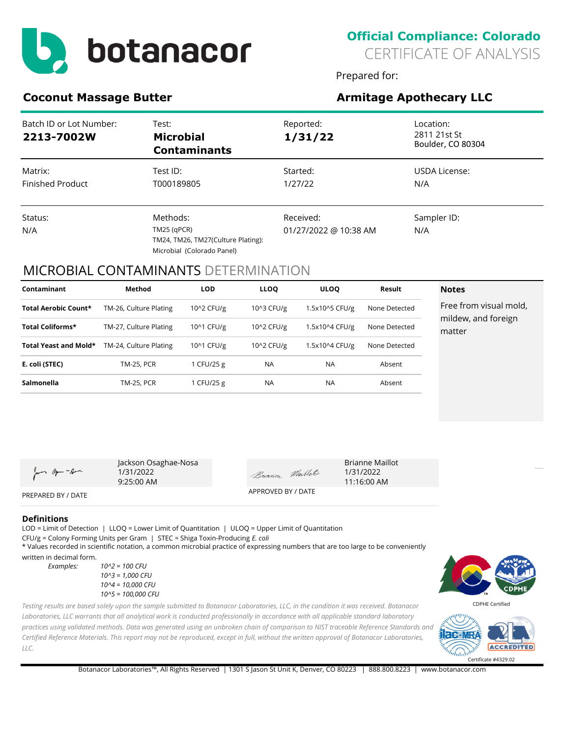# botanacor

**Official Compliance: Colorado**
CERTIFICATE OF ANALYSIS

Prepared for:

## Coconut Massage Butter

## Armitage Apothecary LLC

| | | | |
|---|---|---|---|
| Batch ID or Lot Number: **2213-7002W** | Test: **Microbial Contaminants** | Reported: **1/31/22** | Location: 2811 21st St Boulder, CO 80304 |
| Matrix: Finished Product | Test ID: T000189805 | Started: 1/27/22 | USDA License: N/A |
| Status: N/A | Methods: TM25 (qPCR) TM24, TM26, TM27(Culture Plating): Microbial (Colorado Panel) | Received: 01/27/2022 @ 10:38 AM | Sampler ID: N/A |

## MICROBIAL CONTAMINANTS DETERMINATION

| Contaminant | Method | LOD | LLOQ | ULOQ | Result |
|---|---|---|---|---|---|
| **Total Aerobic Count*** | TM-26, Culture Plating | 10^2 CFU/g | 10^3 CFU/g | 1.5x10^5 CFU/g | None Detected |
| **Total Coliforms*** | TM-27, Culture Plating | 10^1 CFU/g | 10^2 CFU/g | 1.5x10^4 CFU/g | None Detected |
| **Total Yeast and Mold*** | TM-24, Culture Plating | 10^1 CFU/g | 10^2 CFU/g | 1.5x10^4 CFU/g | None Detected |
| **E. coli (STEC)** | TM-25, PCR | 1 CFU/25 g | NA | NA | Absent |
| **Salmonella** | TM-25, PCR | 1 CFU/25 g | NA | NA | Absent |

**Notes**

Free from visual mold, mildew, and foreign matter

Jackson Osaghae-Nosa
1/31/2022
9:25:00 AM

PREPARED BY / DATE

Brianne Maillot
1/31/2022
11:16:00 AM

APPROVED BY / DATE

### Definitions

LOD = Limit of Detection | LLOQ = Lower Limit of Quantitation | ULOQ = Upper Limit of Quantitation
CFU/g = Colony Forming Units per Gram | STEC = Shiga Toxin-Producing *E. coli*
* Values recorded in scientific notation, a common microbial practice of expressing numbers that are too large to be conveniently written in decimal form.

*Examples:*
*10^2 = 100 CFU*
*10^3 = 1,000 CFU*
*10^4 = 10,000 CFU*
*10^5 = 100,000 CFU*

*Testing results are based solely upon the sample submitted to Botanacor Laboratories, LLC, in the condition it was received. Botanacor Laboratories, LLC warrants that all analytical work is conducted professionally in accordance with all applicable standard laboratory practices using validated methods. Data was generated using an unbroken chain of comparison to NIST traceable Reference Standards and Certified Reference Materials. This report may not be reproduced, except in full, without the written approval of Botanacor Laboratories, LLC.*

CDPHE Certified

Certificate #4329.02

Botanacor Laboratories™, All Rights Reserved | 1301 S Jason St Unit K, Denver, CO 80223 | 888.800.8223 | www.botanacor.com